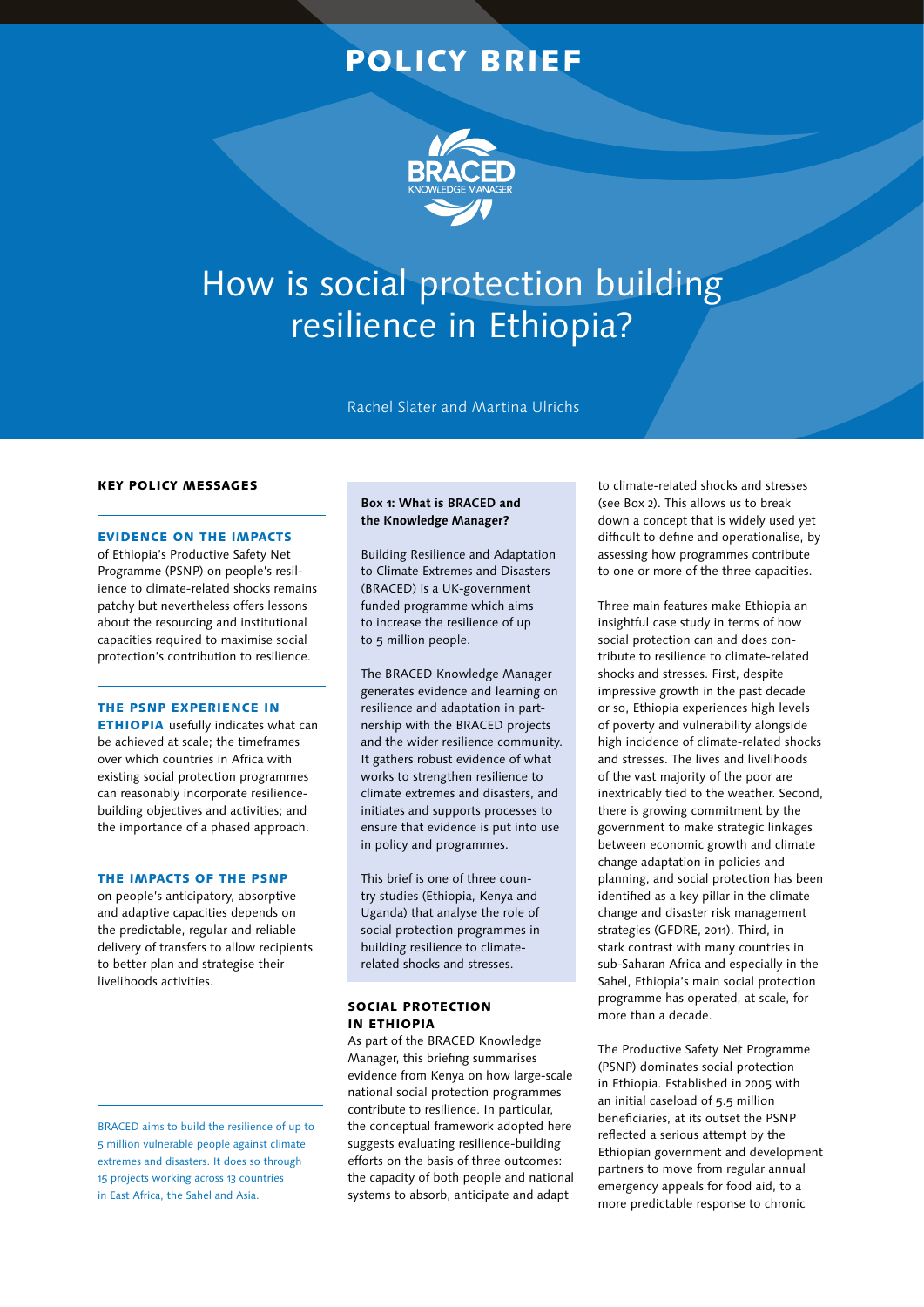POLICY BRIEF

BRACED KNOWLEDGE MANAGER

# How is social protection building resilience in Ethiopia?

Rachel Slater and Martina Ulrichs

## KEY POLICY MESSAGES

**EVIDENCE ON THE IMPACTS** of Ethiopia's Productive Safety Net Programme (PSNP) on people's resilience to climate-related shocks remains patchy but nevertheless offers lessons about the resourcing and institutional capacities required to maximise social protection's contribution to resilience.

**THE PSNP EXPERIENCE IN ETHIOPIA** usefully indicates what can be achieved at scale; the timeframes over which countries in Africa with existing social protection programmes can reasonably incorporate resilience-building objectives and activities; and the importance of a phased approach.

**THE IMPACTS OF THE PSNP** on people's anticipatory, absorptive and adaptive capacities depends on the predictable, regular and reliable delivery of transfers to allow recipients to better plan and strategise their livelihoods activities.

BRACED aims to build the resilience of up to 5 million vulnerable people against climate extremes and disasters. It does so through 15 projects working across 13 countries in East Africa, the Sahel and Asia.

> **Box 1: What is BRACED and the Knowledge Manager?**
>
> Building Resilience and Adaptation to Climate Extremes and Disasters (BRACED) is a UK-government funded programme which aims to increase the resilience of up to 5 million people.
>
> The BRACED Knowledge Manager generates evidence and learning on resilience and adaptation in partnership with the BRACED projects and the wider resilience community. It gathers robust evidence of what works to strengthen resilience to climate extremes and disasters, and initiates and supports processes to ensure that evidence is put into use in policy and programmes.
>
> This brief is one of three country studies (Ethiopia, Kenya and Uganda) that analyse the role of social protection programmes in building resilience to climate-related shocks and stresses.

## SOCIAL PROTECTION IN ETHIOPIA

As part of the BRACED Knowledge Manager, this briefing summarises evidence from Kenya on how large-scale national social protection programmes contribute to resilience. In particular, the conceptual framework adopted here suggests evaluating resilience-building efforts on the basis of three outcomes: the capacity of both people and national systems to absorb, anticipate and adapt to climate-related shocks and stresses (see Box 2). This allows us to break down a concept that is widely used yet difficult to define and operationalise, by assessing how programmes contribute to one or more of the three capacities.

Three main features make Ethiopia an insightful case study in terms of how social protection can and does contribute to resilience to climate-related shocks and stresses. First, despite impressive growth in the past decade or so, Ethiopia experiences high levels of poverty and vulnerability alongside high incidence of climate-related shocks and stresses. The lives and livelihoods of the vast majority of the poor are inextricably tied to the weather. Second, there is growing commitment by the government to make strategic linkages between economic growth and climate change adaptation in policies and planning, and social protection has been identified as a key pillar in the climate change and disaster risk management strategies (GFDRE, 2011). Third, in stark contrast with many countries in sub-Saharan Africa and especially in the Sahel, Ethiopia's main social protection programme has operated, at scale, for more than a decade.

The Productive Safety Net Programme (PSNP) dominates social protection in Ethiopia. Established in 2005 with an initial caseload of 5.5 million beneficiaries, at its outset the PSNP reflected a serious attempt by the Ethiopian government and development partners to move from regular annual emergency appeals for food aid, to a more predictable response to chronic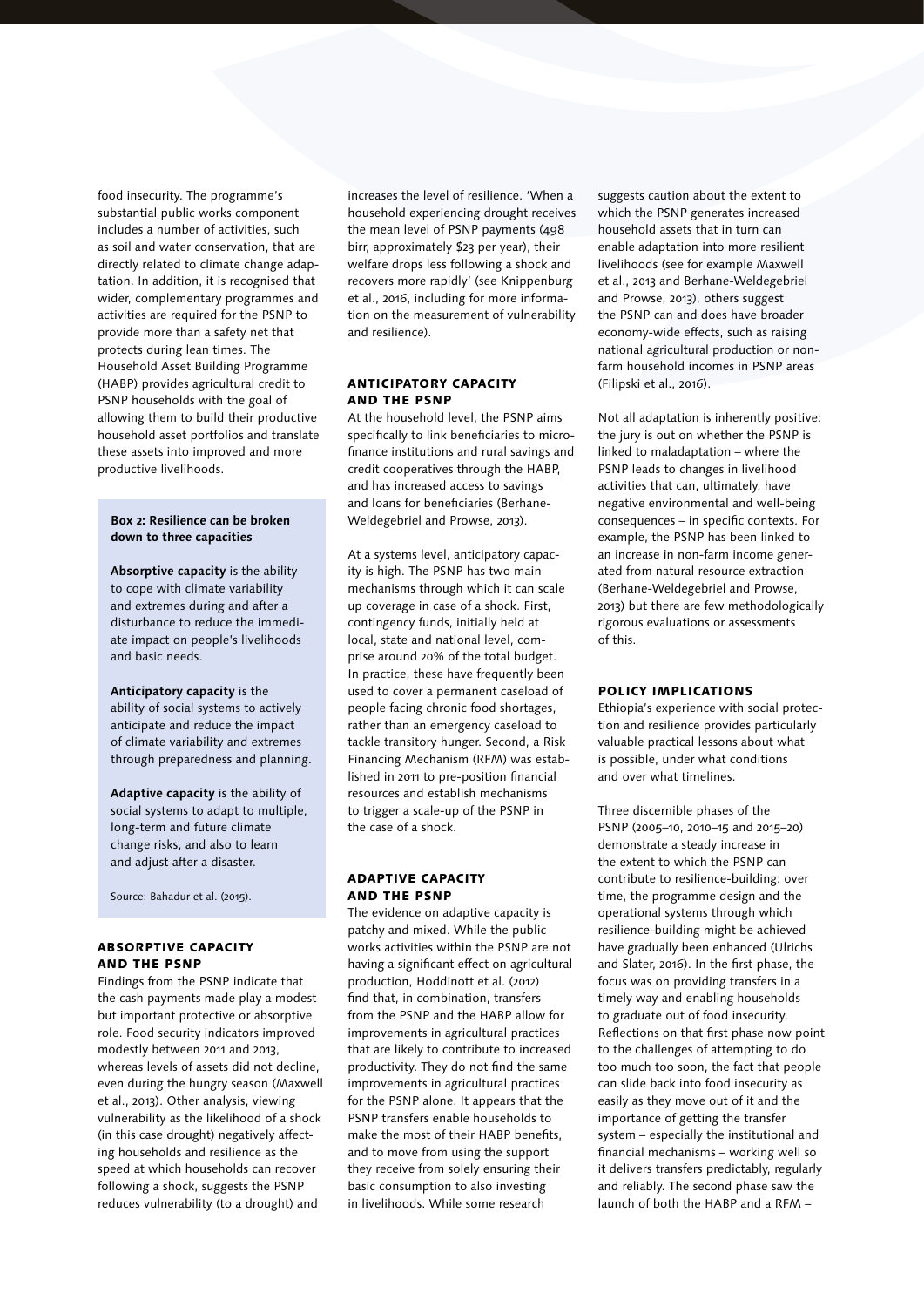food insecurity. The programme's substantial public works component includes a number of activities, such as soil and water conservation, that are directly related to climate change adaptation. In addition, it is recognised that wider, complementary programmes and activities are required for the PSNP to provide more than a safety net that protects during lean times. The Household Asset Building Programme (HABP) provides agricultural credit to PSNP households with the goal of allowing them to build their productive household asset portfolios and translate these assets into improved and more productive livelihoods.

> **Box 2: Resilience can be broken down to three capacities**
>
> **Absorptive capacity** is the ability to cope with climate variability and extremes during and after a disturbance to reduce the immediate impact on people's livelihoods and basic needs.
>
> **Anticipatory capacity** is the ability of social systems to actively anticipate and reduce the impact of climate variability and extremes through preparedness and planning.
>
> **Adaptive capacity** is the ability of social systems to adapt to multiple, long-term and future climate change risks, and also to learn and adjust after a disaster.
>
> Source: Bahadur et al. (2015).

## Absorptive capacity and the PSNP

Findings from the PSNP indicate that the cash payments made play a modest but important protective or absorptive role. Food security indicators improved modestly between 2011 and 2013, whereas levels of assets did not decline, even during the hungry season (Maxwell et al., 2013). Other analysis, viewing vulnerability as the likelihood of a shock (in this case drought) negatively affecting households and resilience as the speed at which households can recover following a shock, suggests the PSNP reduces vulnerability (to a drought) and increases the level of resilience. 'When a household experiencing drought receives the mean level of PSNP payments (498 birr, approximately $23 per year), their welfare drops less following a shock and recovers more rapidly' (see Knippenburg et al., 2016, including for more information on the measurement of vulnerability and resilience).

## Anticipatory capacity and the PSNP

At the household level, the PSNP aims specifically to link beneficiaries to microfinance institutions and rural savings and credit cooperatives through the HABP, and has increased access to savings and loans for beneficiaries (Berhane-Weldegebriel and Prowse, 2013).

At a systems level, anticipatory capacity is high. The PSNP has two main mechanisms through which it can scale up coverage in case of a shock. First, contingency funds, initially held at local, state and national level, comprise around 20% of the total budget. In practice, these have frequently been used to cover a permanent caseload of people facing chronic food shortages, rather than an emergency caseload to tackle transitory hunger. Second, a Risk Financing Mechanism (RFM) was established in 2011 to pre-position financial resources and establish mechanisms to trigger a scale-up of the PSNP in the case of a shock.

## Adaptive capacity and the PSNP

The evidence on adaptive capacity is patchy and mixed. While the public works activities within the PSNP are not having a significant effect on agricultural production, Hoddinott et al. (2012) find that, in combination, transfers from the PSNP and the HABP allow for improvements in agricultural practices that are likely to contribute to increased productivity. They do not find the same improvements in agricultural practices for the PSNP alone. It appears that the PSNP transfers enable households to make the most of their HABP benefits, and to move from using the support they receive from solely ensuring their basic consumption to also investing in livelihoods. While some research suggests caution about the extent to which the PSNP generates increased household assets that in turn can enable adaptation into more resilient livelihoods (see for example Maxwell et al., 2013 and Berhane-Weldegebriel and Prowse, 2013), others suggest the PSNP can and does have broader economy-wide effects, such as raising national agricultural production or non-farm household incomes in PSNP areas (Filipski et al., 2016).

Not all adaptation is inherently positive: the jury is out on whether the PSNP is linked to maladaptation – where the PSNP leads to changes in livelihood activities that can, ultimately, have negative environmental and well-being consequences – in specific contexts. For example, the PSNP has been linked to an increase in non-farm income generated from natural resource extraction (Berhane-Weldegebriel and Prowse, 2013) but there are few methodologically rigorous evaluations or assessments of this.

## Policy implications

Ethiopia's experience with social protection and resilience provides particularly valuable practical lessons about what is possible, under what conditions and over what timelines.

Three discernible phases of the PSNP (2005–10, 2010–15 and 2015–20) demonstrate a steady increase in the extent to which the PSNP can contribute to resilience-building: over time, the programme design and the operational systems through which resilience-building might be achieved have gradually been enhanced (Ulrichs and Slater, 2016). In the first phase, the focus was on providing transfers in a timely way and enabling households to graduate out of food insecurity. Reflections on that first phase now point to the challenges of attempting to do too much too soon, the fact that people can slide back into food insecurity as easily as they move out of it and the importance of getting the transfer system – especially the institutional and financial mechanisms – working well so it delivers transfers predictably, regularly and reliably. The second phase saw the launch of both the HABP and a RFM –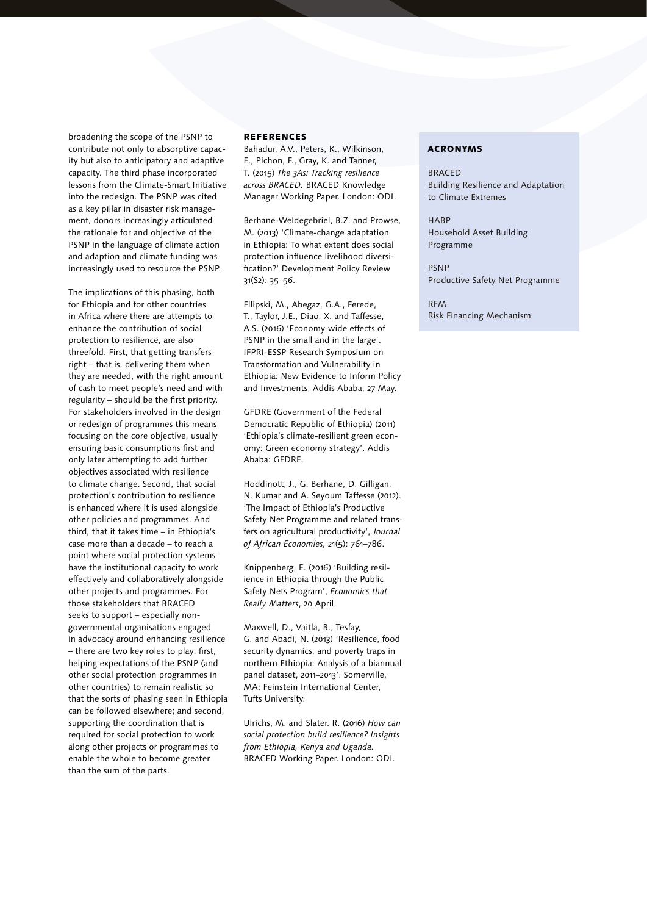broadening the scope of the PSNP to contribute not only to absorptive capacity but also to anticipatory and adaptive capacity. The third phase incorporated lessons from the Climate-Smart Initiative into the redesign. The PSNP was cited as a key pillar in disaster risk management, donors increasingly articulated the rationale for and objective of the PSNP in the language of climate action and adaption and climate funding was increasingly used to resource the PSNP.

The implications of this phasing, both for Ethiopia and for other countries in Africa where there are attempts to enhance the contribution of social protection to resilience, are also threefold. First, that getting transfers right – that is, delivering them when they are needed, with the right amount of cash to meet people's need and with regularity – should be the first priority. For stakeholders involved in the design or redesign of programmes this means focusing on the core objective, usually ensuring basic consumptions first and only later attempting to add further objectives associated with resilience to climate change. Second, that social protection's contribution to resilience is enhanced where it is used alongside other policies and programmes. And third, that it takes time – in Ethiopia's case more than a decade – to reach a point where social protection systems have the institutional capacity to work effectively and collaboratively alongside other projects and programmes. For those stakeholders that BRACED seeks to support – especially non-governmental organisations engaged in advocacy around enhancing resilience – there are two key roles to play: first, helping expectations of the PSNP (and other social protection programmes in other countries) to remain realistic so that the sorts of phasing seen in Ethiopia can be followed elsewhere; and second, supporting the coordination that is required for social protection to work along other projects or programmes to enable the whole to become greater than the sum of the parts.

## References

Bahadur, A.V., Peters, K., Wilkinson, E., Pichon, F., Gray, K. and Tanner, T. (2015) *The 3As: Tracking resilience across BRACED.* BRACED Knowledge Manager Working Paper. London: ODI.

Berhane-Weldegebriel, B.Z. and Prowse, M. (2013) 'Climate-change adaptation in Ethiopia: To what extent does social protection influence livelihood diversification?' Development Policy Review 31(S2): 35–56.

Filipski, M., Abegaz, G.A., Ferede, T., Taylor, J.E., Diao, X. and Taffesse, A.S. (2016) 'Economy-wide effects of PSNP in the small and in the large'. IFPRI-ESSP Research Symposium on Transformation and Vulnerability in Ethiopia: New Evidence to Inform Policy and Investments, Addis Ababa, 27 May.

GFDRE (Government of the Federal Democratic Republic of Ethiopia) (2011) 'Ethiopia's climate-resilient green economy: Green economy strategy'. Addis Ababa: GFDRE.

Hoddinott, J., G. Berhane, D. Gilligan, N. Kumar and A. Seyoum Taffesse (2012). 'The Impact of Ethiopia's Productive Safety Net Programme and related transfers on agricultural productivity', *Journal of African Economies*, 21(5): 761–786.

Knippenberg, E. (2016) 'Building resilience in Ethiopia through the Public Safety Nets Program', *Economics that Really Matters*, 20 April.

Maxwell, D., Vaitla, B., Tesfay, G. and Abadi, N. (2013) 'Resilience, food security dynamics, and poverty traps in northern Ethiopia: Analysis of a biannual panel dataset, 2011–2013'. Somerville, MA: Feinstein International Center, Tufts University.

Ulrichs, M. and Slater. R. (2016) *How can social protection build resilience? Insights from Ethiopia, Kenya and Uganda.* BRACED Working Paper. London: ODI.

## Acronyms

BRACED
Building Resilience and Adaptation to Climate Extremes

HABP
Household Asset Building Programme

PSNP
Productive Safety Net Programme

RFM
Risk Financing Mechanism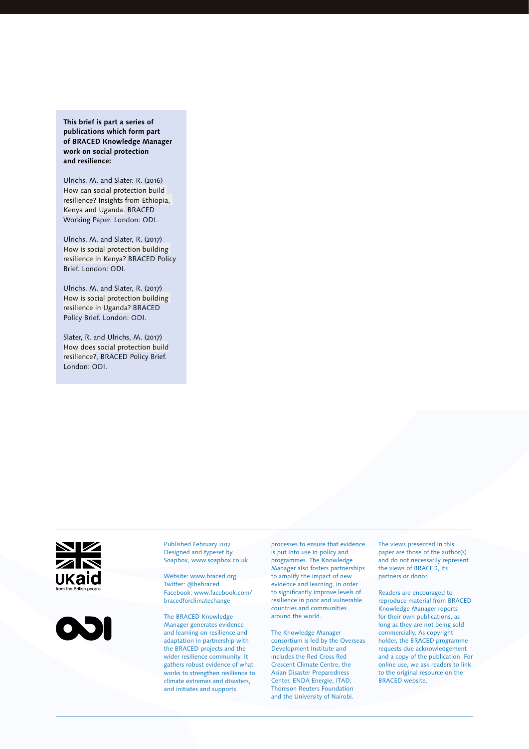**This brief is part a series of publications which form part of BRACED Knowledge Manager work on social protection and resilience:**

Ulrichs, M. and Slater. R. (2016) How can social protection build resilience? Insights from Ethiopia, Kenya and Uganda. BRACED Working Paper. London: ODI.

Ulrichs, M. and Slater, R. (2017) How is social protection building resilience in Kenya? BRACED Policy Brief. London: ODI.

Ulrichs, M. and Slater, R. (2017) How is social protection building resilience in Uganda? BRACED Policy Brief. London: ODI.

Slater, R. and Ulrichs, M. (2017) How does social protection build resilience?, BRACED Policy Brief. London: ODI.

UKaid
from the British people

ODI

Published February 2017
Designed and typeset by Soapbox, www.soapbox.co.uk

Website: www.braced.org
Twitter: @bebraced
Facebook: www.facebook.com/bracedforclimatechange

The BRACED Knowledge Manager generates evidence and learning on resilience and adaptation in partnership with the BRACED projects and the wider resilience community. It gathers robust evidence of what works to strengthen resilience to climate extremes and disasters, and initiates and supports processes to ensure that evidence is put into use in policy and programmes. The Knowledge Manager also fosters partnerships to amplify the impact of new evidence and learning, in order to significantly improve levels of resilience in poor and vulnerable countries and communities around the world.

The Knowledge Manager consortium is led by the Overseas Development Institute and includes the Red Cross Red Crescent Climate Centre, the Asian Disaster Preparedness Center, ENDA Energie, ITAD, Thomson Reuters Foundation and the University of Nairobi.

The views presented in this paper are those of the author(s) and do not necessarily represent the views of BRACED, its partners or donor.

Readers are encouraged to reproduce material from BRACED Knowledge Manager reports for their own publications, as long as they are not being sold commercially. As copyright holder, the BRACED programme requests due acknowledgement and a copy of the publication. For online use, we ask readers to link to the original resource on the BRACED website.